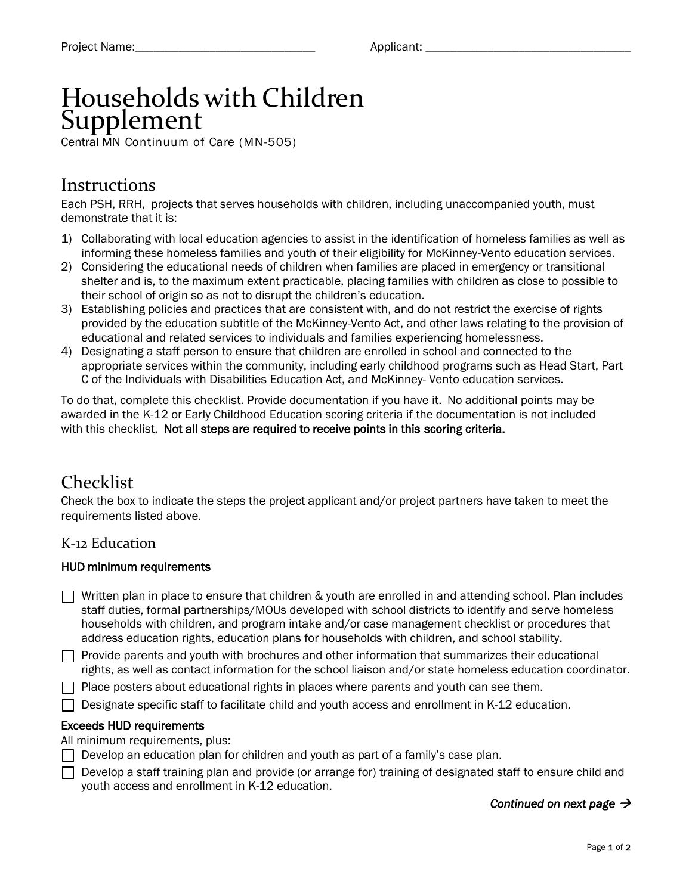Project Name:_____________________________ Applicant: _________________________________

# Households with Children Supplement

Central MN Continuum of Care (MN-505)

## Instructions

Each PSH, RRH, projects that serves households with children, including unaccompanied youth, must demonstrate that it is:

1) Collaborating with local education agencies to assist in the identification of homeless families as well as informing these homeless families and youth of their eligibility for McKinney-Vento education services.
2) Considering the educational needs of children when families are placed in emergency or transitional shelter and is, to the maximum extent practicable, placing families with children as close to possible to their school of origin so as not to disrupt the children's education.
3) Establishing policies and practices that are consistent with, and do not restrict the exercise of rights provided by the education subtitle of the McKinney-Vento Act, and other laws relating to the provision of educational and related services to individuals and families experiencing homelessness.
4) Designating a staff person to ensure that children are enrolled in school and connected to the appropriate services within the community, including early childhood programs such as Head Start, Part C of the Individuals with Disabilities Education Act, and McKinney- Vento education services.

To do that, complete this checklist. Provide documentation if you have it. No additional points may be awarded in the K-12 or Early Childhood Education scoring criteria if the documentation is not included with this checklist, **Not all steps are required to receive points in this scoring criteria.**

## Checklist

Check the box to indicate the steps the project applicant and/or project partners have taken to meet the requirements listed above.

### K-12 Education

**HUD minimum requirements**

- ☐ Written plan in place to ensure that children & youth are enrolled in and attending school. Plan includes staff duties, formal partnerships/MOUs developed with school districts to identify and serve homeless households with children, and program intake and/or case management checklist or procedures that address education rights, education plans for households with children, and school stability.
- ☐ Provide parents and youth with brochures and other information that summarizes their educational rights, as well as contact information for the school liaison and/or state homeless education coordinator.
- ☐ Place posters about educational rights in places where parents and youth can see them.
- ☐ Designate specific staff to facilitate child and youth access and enrollment in K-12 education.

**Exceeds HUD requirements**

All minimum requirements, plus:

- ☐ Develop an education plan for children and youth as part of a family's case plan.
- ☐ Develop a staff training plan and provide (or arrange for) training of designated staff to ensure child and youth access and enrollment in K-12 education.

*Continued on next page →*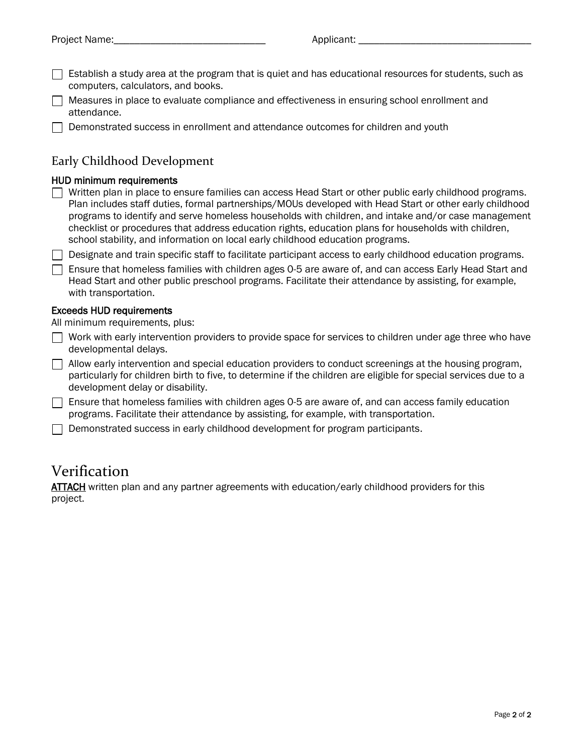Project Name:______________________________ Applicant: __________________________________

- [ ] Establish a study area at the program that is quiet and has educational resources for students, such as computers, calculators, and books.
- [ ] Measures in place to evaluate compliance and effectiveness in ensuring school enrollment and attendance.
- [ ] Demonstrated success in enrollment and attendance outcomes for children and youth

## Early Childhood Development

**HUD minimum requirements**

- [ ] Written plan in place to ensure families can access Head Start or other public early childhood programs. Plan includes staff duties, formal partnerships/MOUs developed with Head Start or other early childhood programs to identify and serve homeless households with children, and intake and/or case management checklist or procedures that address education rights, education plans for households with children, school stability, and information on local early childhood education programs.
- [ ] Designate and train specific staff to facilitate participant access to early childhood education programs.
- [ ] Ensure that homeless families with children ages 0-5 are aware of, and can access Early Head Start and Head Start and other public preschool programs. Facilitate their attendance by assisting, for example, with transportation.

**Exceeds HUD requirements**

All minimum requirements, plus:

- [ ] Work with early intervention providers to provide space for services to children under age three who have developmental delays.
- [ ] Allow early intervention and special education providers to conduct screenings at the housing program, particularly for children birth to five, to determine if the children are eligible for special services due to a development delay or disability.
- [ ] Ensure that homeless families with children ages 0-5 are aware of, and can access family education programs. Facilitate their attendance by assisting, for example, with transportation.
- [ ] Demonstrated success in early childhood development for program participants.

# Verification

**ATTACH** written plan and any partner agreements with education/early childhood providers for this project.